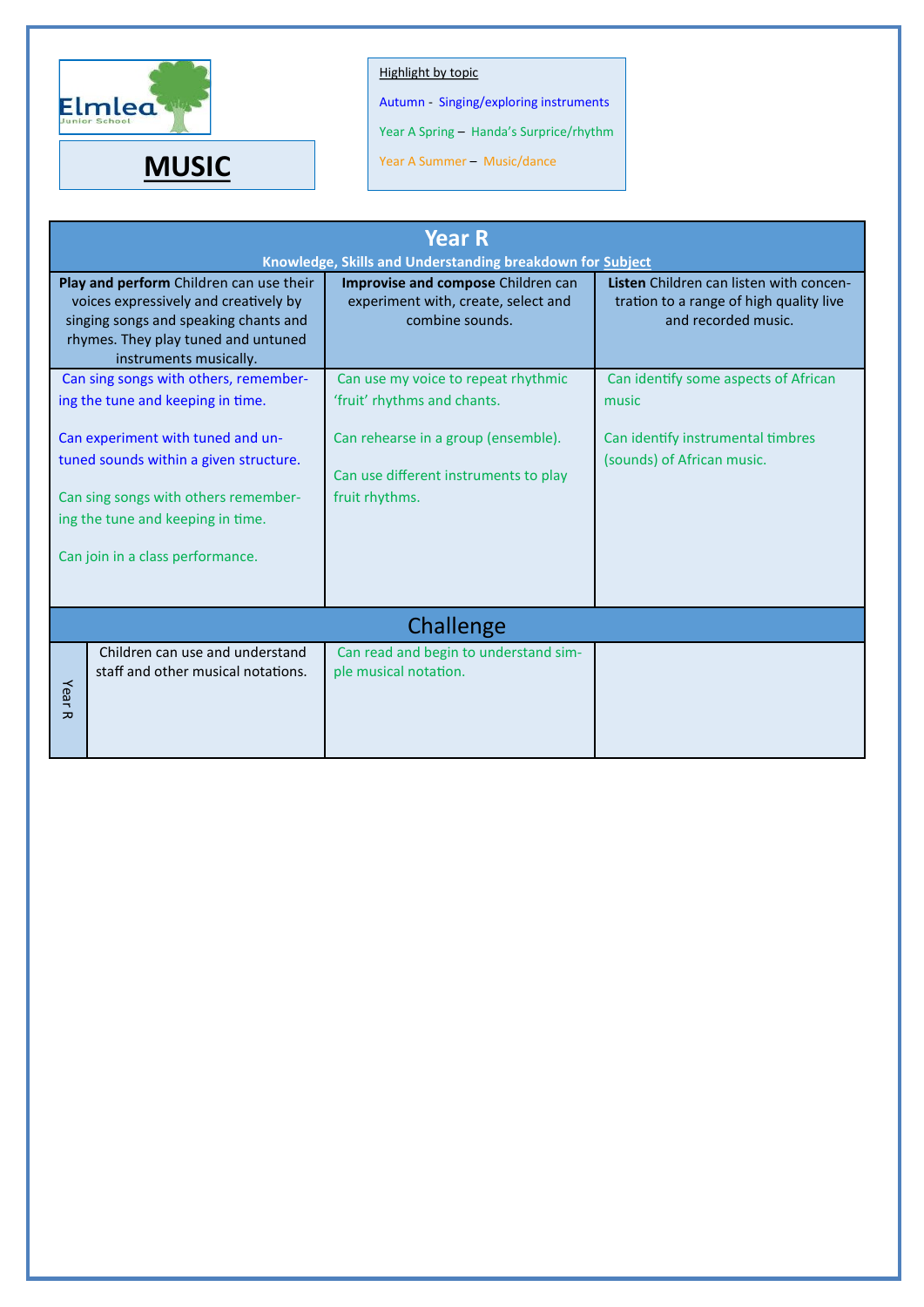Elmlea Junior School

# MUSIC

Highlight by topic

Autumn - Singing/exploring instruments

Year A Spring – Handa's Surprice/rhythm

Year A Summer – Music/dance

## Year R

**Knowledge, Skills and Understanding breakdown for Subject**

| **Play and perform** Children can use their voices expressively and creatively by singing songs and speaking chants and rhymes. They play tuned and untuned instruments musically. | **Improvise and compose** Children can experiment with, create, select and combine sounds. | **Listen** Children can listen with concentration to a range of high quality live and recorded music. |
|---|---|---|
| Can sing songs with others, remembering the tune and keeping in time.<br><br>Can experiment with tuned and untuned sounds within a given structure.<br><br>Can sing songs with others remembering the tune and keeping in time.<br><br>Can join in a class performance. | Can use my voice to repeat rhythmic 'fruit' rhythms and chants.<br><br>Can rehearse in a group (ensemble).<br><br>Can use different instruments to play fruit rhythms. | Can identify some aspects of African music<br><br>Can identify instrumental timbres (sounds) of African music. |

### Challenge

| | | | |
|---|---|---|---|
| Year R | Children can use and understand staff and other musical notations. | Can read and begin to understand simple musical notation. | |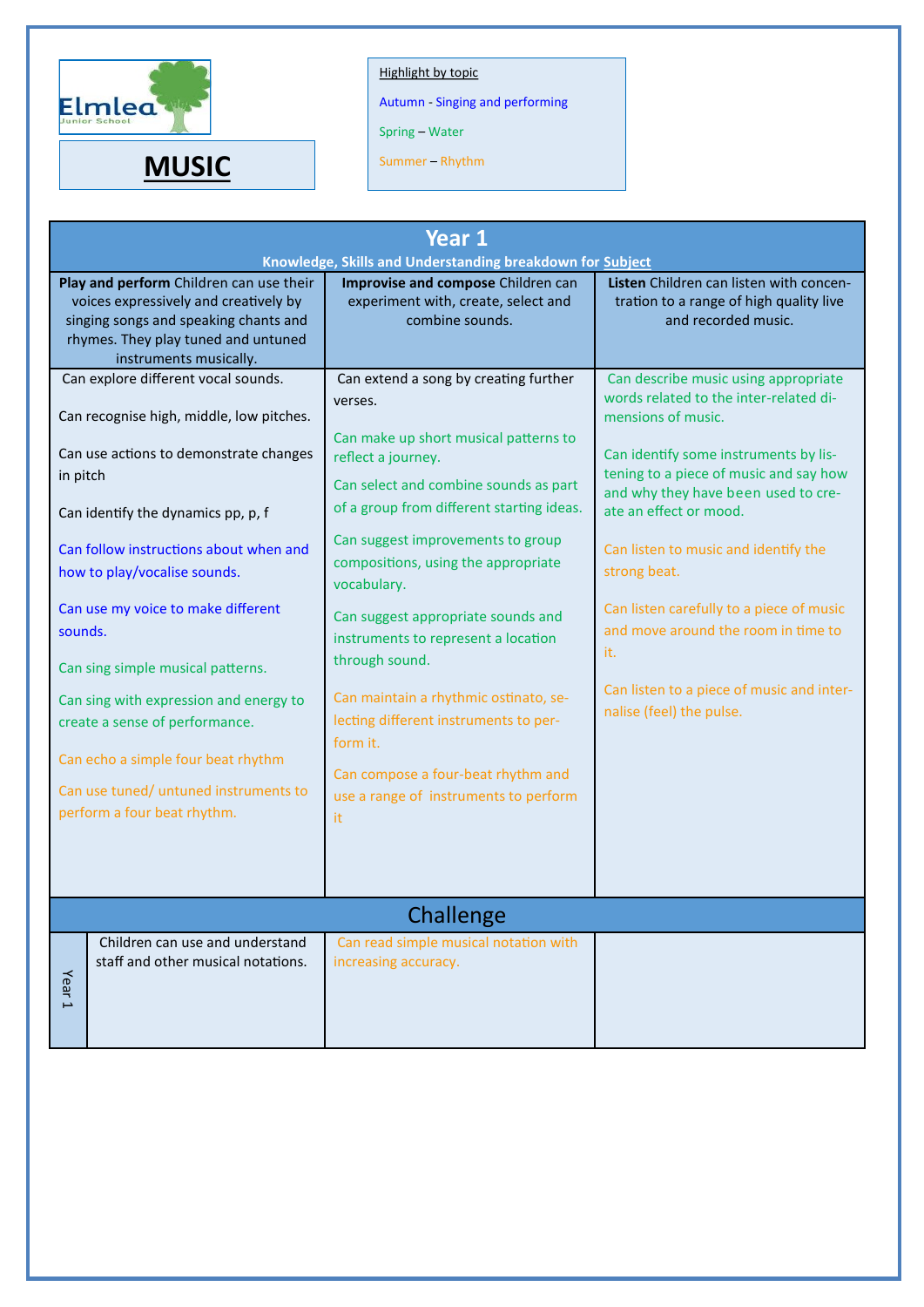Elmlea Junior School

# MUSIC

Highlight by topic

Autumn - Singing and performing

Spring – Water

Summer – Rhythm

## Year 1

**Knowledge, Skills and Understanding breakdown for Subject**

| **Play and perform** Children can use their voices expressively and creatively by singing songs and speaking chants and rhymes. They play tuned and untuned instruments musically. | **Improvise and compose** Children can experiment with, create, select and combine sounds. | **Listen** Children can listen with concentration to a range of high quality live and recorded music. |
|---|---|---|
| Can explore different vocal sounds.<br><br>Can recognise high, middle, low pitches.<br><br>Can use actions to demonstrate changes in pitch<br><br>Can identify the dynamics pp, p, f<br><br>Can follow instructions about when and how to play/vocalise sounds.<br><br>Can use my voice to make different sounds.<br><br>Can sing simple musical patterns.<br><br>Can sing with expression and energy to create a sense of performance.<br><br>Can echo a simple four beat rhythm<br><br>Can use tuned/ untuned instruments to perform a four beat rhythm. | Can extend a song by creating further verses.<br><br>Can make up short musical patterns to reflect a journey.<br><br>Can select and combine sounds as part of a group from different starting ideas.<br><br>Can suggest improvements to group compositions, using the appropriate vocabulary.<br><br>Can suggest appropriate sounds and instruments to represent a location through sound.<br><br>Can maintain a rhythmic ostinato, selecting different instruments to perform it.<br><br>Can compose a four-beat rhythm and use a range of instruments to perform it | Can describe music using appropriate words related to the inter-related dimensions of music.<br><br>Can identify some instruments by listening to a piece of music and say how and why they have been used to create an effect or mood.<br><br>Can listen to music and identify the strong beat.<br><br>Can listen carefully to a piece of music and move around the room in time to it.<br><br>Can listen to a piece of music and internalise (feel) the pulse. |

## Challenge

| | | | |
|---|---|---|---|
| Year 1 | Children can use and understand staff and other musical notations. | Can read simple musical notation with increasing accuracy. | |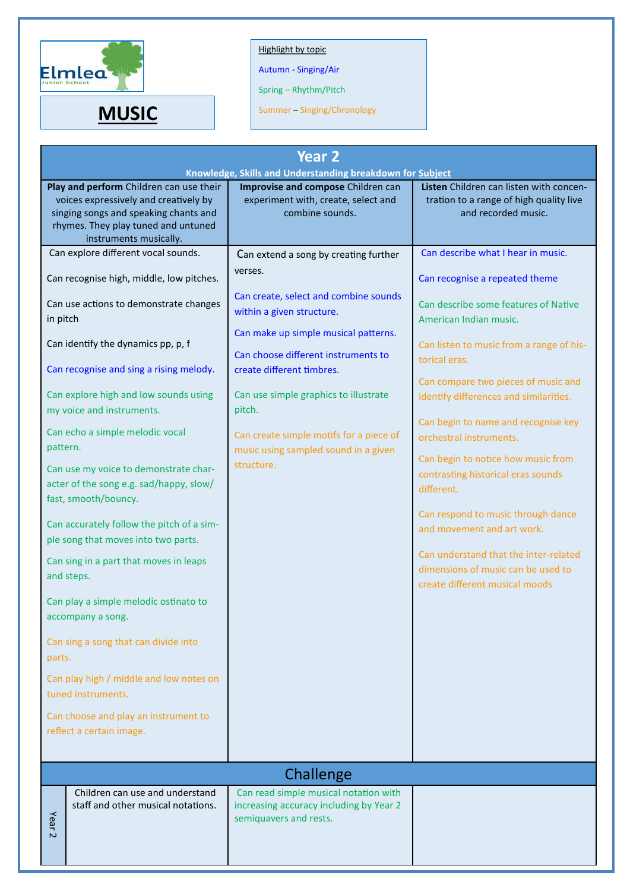Elmlea Junior School

# MUSIC

Highlight by topic

Autumn - Singing/Air

Spring – Rhythm/Pitch

Summer – Singing/Chronology

## Year 2

**Knowledge, Skills and Understanding breakdown for Subject**

| **Play and perform** Children can use their voices expressively and creatively by singing songs and speaking chants and rhymes. They play tuned and untuned instruments musically. | **Improvise and compose** Children can experiment with, create, select and combine sounds. | **Listen** Children can listen with concentration to a range of high quality live and recorded music. |
|---|---|---|
| Can explore different vocal sounds.<br><br>Can recognise high, middle, low pitches.<br><br>Can use actions to demonstrate changes in pitch<br><br>Can identify the dynamics pp, p, f<br><br>Can recognise and sing a rising melody.<br><br>Can explore high and low sounds using my voice and instruments.<br><br>Can echo a simple melodic vocal pattern.<br><br>Can use my voice to demonstrate character of the song e.g. sad/happy, slow/ fast, smooth/bouncy.<br><br>Can accurately follow the pitch of a simple song that moves into two parts.<br><br>Can sing in a part that moves in leaps and steps.<br><br>Can play a simple melodic ostinato to accompany a song.<br><br>Can sing a song that can divide into parts.<br><br>Can play high / middle and low notes on tuned instruments.<br><br>Can choose and play an instrument to reflect a certain image. | Can extend a song by creating further verses.<br><br>Can create, select and combine sounds within a given structure.<br><br>Can make up simple musical patterns.<br><br>Can choose different instruments to create different timbres.<br><br>Can use simple graphics to illustrate pitch.<br><br>Can create simple motifs for a piece of music using sampled sound in a given structure. | Can describe what I hear in music.<br><br>Can recognise a repeated theme<br><br>Can describe some features of Native American Indian music.<br><br>Can listen to music from a range of historical eras.<br><br>Can compare two pieces of music and identify differences and similarities.<br><br>Can begin to name and recognise key orchestral instruments.<br><br>Can begin to notice how music from contrasting historical eras sounds different.<br><br>Can respond to music through dance and movement and art work.<br><br>Can understand that the inter-related dimensions of music can be used to create different musical moods |

## Challenge

| | | | |
|---|---|---|---|
| Year 2 | Children can use and understand staff and other musical notations. | Can read simple musical notation with increasing accuracy including by Year 2 semiquavers and rests. | |